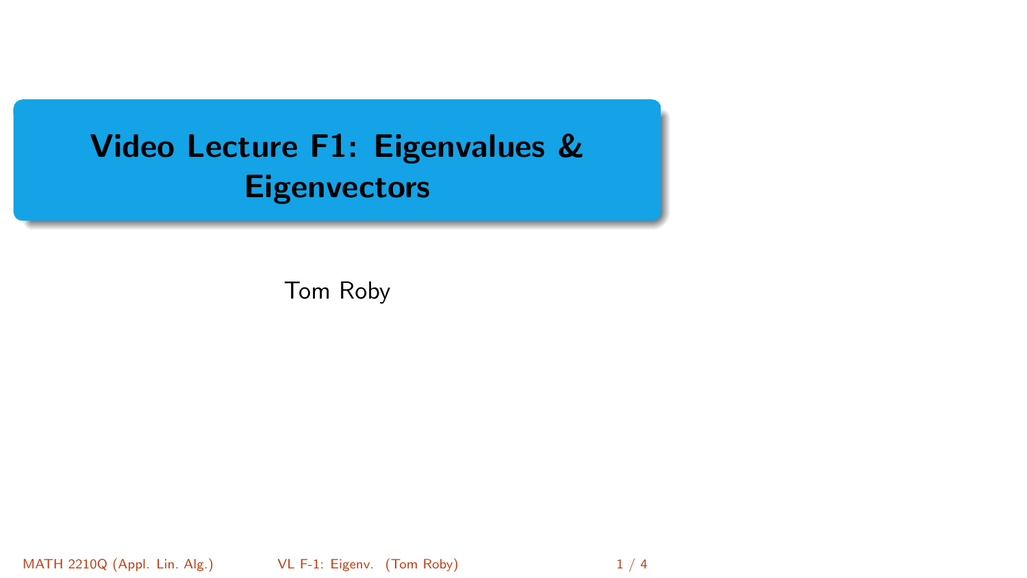# Video Lecture F1: Eigenvalues & Eigenvectors

Tom Roby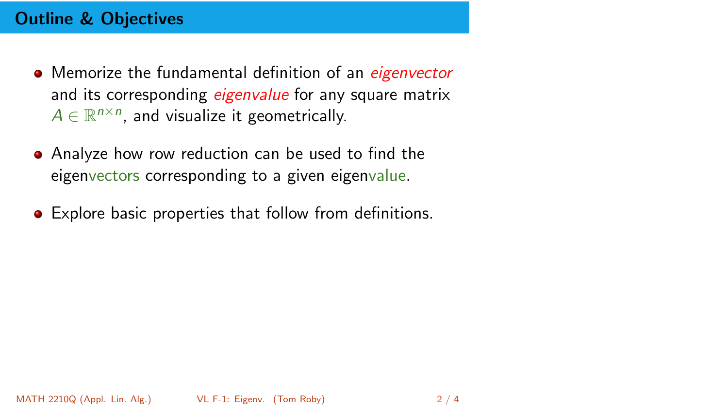## Outline & Objectives

- Memorize the fundamental definition of an *eigenvector* and its corresponding *eigenvalue* for any square matrix $A \in \mathbb{R}^{n \times n}$, and visualize it geometrically.
- Analyze how row reduction can be used to find the eigenvectors corresponding to a given eigenvalue.
- Explore basic properties that follow from definitions.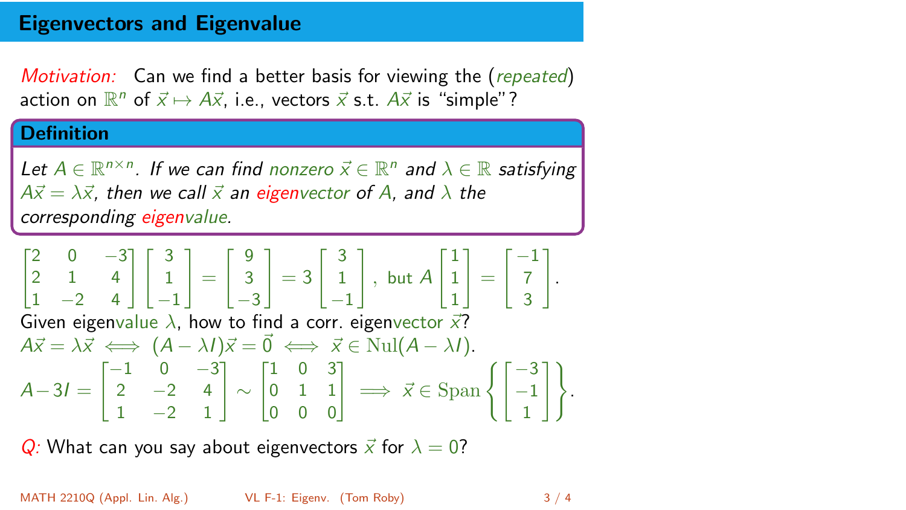# Eigenvectors and Eigenvalue

*Motivation:* Can we find a better basis for viewing the (*repeated*) action on $\mathbb{R}^n$ of $\vec{x} \mapsto A\vec{x}$, i.e., vectors $\vec{x}$ s.t. $A\vec{x}$ is "simple"?

## Definition

*Let $A \in \mathbb{R}^{n \times n}$. If we can find nonzero $\vec{x} \in \mathbb{R}^n$ and $\lambda \in \mathbb{R}$ satisfying $A\vec{x} = \lambda\vec{x}$, then we call $\vec{x}$ an eigenvector of $A$, and $\lambda$ the corresponding eigenvalue.*

$$\begin{bmatrix} 2 & 0 & -3 \\ 2 & 1 & 4 \\ 1 & -2 & 4 \end{bmatrix} \begin{bmatrix} 3 \\ 1 \\ -1 \end{bmatrix} = \begin{bmatrix} 9 \\ 3 \\ -3 \end{bmatrix} = 3 \begin{bmatrix} 3 \\ 1 \\ -1 \end{bmatrix}, \text{ but } A \begin{bmatrix} 1 \\ 1 \\ 1 \end{bmatrix} = \begin{bmatrix} -1 \\ 7 \\ 3 \end{bmatrix}.$$

Given eigenvalue $\lambda$, how to find a corr. eigenvector $\vec{x}$?

$A\vec{x} = \lambda\vec{x} \iff (A - \lambda I)\vec{x} = \vec{0} \iff \vec{x} \in \mathrm{Nul}(A - \lambda I)$.

$$A - 3I = \begin{bmatrix} -1 & 0 & -3 \\ 2 & -2 & 4 \\ 1 & -2 & 1 \end{bmatrix} \sim \begin{bmatrix} 1 & 0 & 3 \\ 0 & 1 & 1 \\ 0 & 0 & 0 \end{bmatrix} \implies \vec{x} \in \mathrm{Span}\left\{ \begin{bmatrix} -3 \\ -1 \\ 1 \end{bmatrix} \right\}.$$

*Q:* What can you say about eigenvectors $\vec{x}$ for $\lambda = 0$?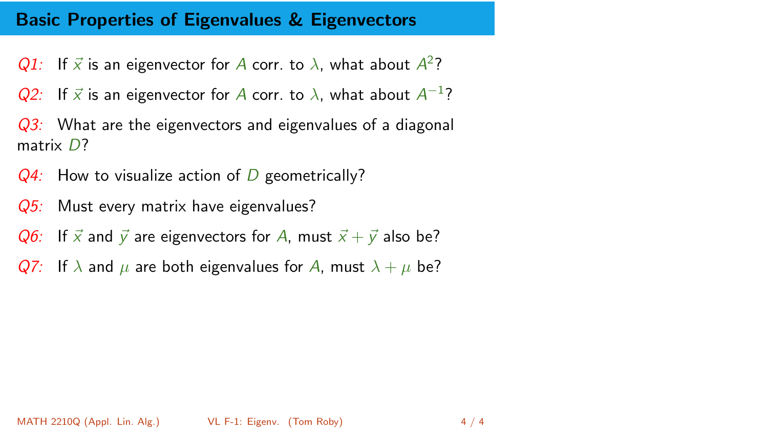## Basic Properties of Eigenvalues & Eigenvectors

*Q1:* If $\vec{x}$ is an eigenvector for $A$ corr. to $\lambda$, what about $A^2$?

*Q2:* If $\vec{x}$ is an eigenvector for $A$ corr. to $\lambda$, what about $A^{-1}$?

*Q3:* What are the eigenvectors and eigenvalues of a diagonal matrix $D$?

*Q4:* How to visualize action of $D$ geometrically?

*Q5:* Must every matrix have eigenvalues?

*Q6:* If $\vec{x}$ and $\vec{y}$ are eigenvectors for $A$, must $\vec{x} + \vec{y}$ also be?

*Q7:* If $\lambda$ and $\mu$ are both eigenvalues for $A$, must $\lambda + \mu$ be?